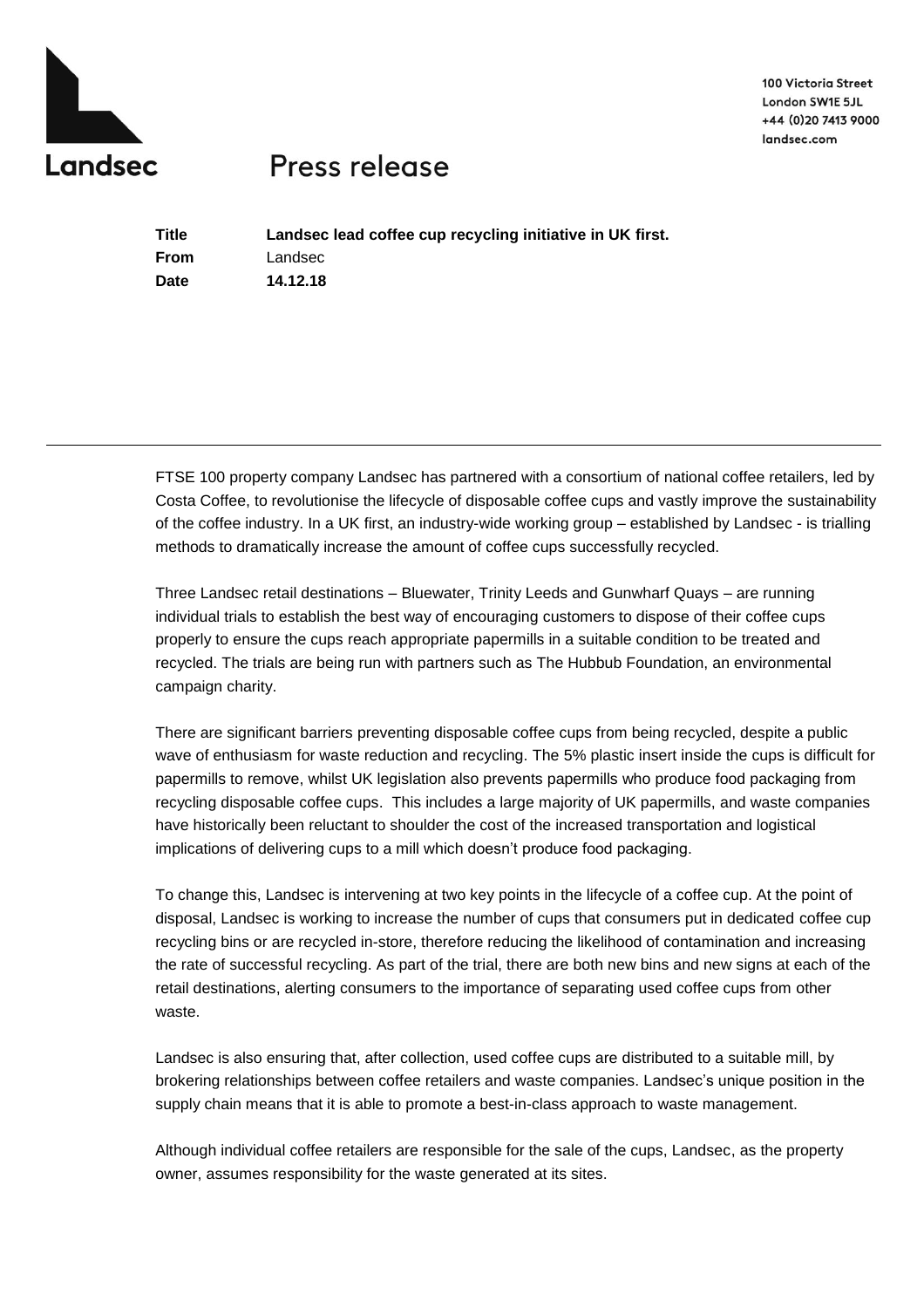Landsec

100 Victoria Street
London SW1E 5JL
+44 (0)20 7413 9000
landsec.com

# Press release

| | |
|---|---|
| **Title** | **Landsec lead coffee cup recycling initiative in UK first.** |
| **From** | Landsec |
| **Date** | **14.12.18** |

---

FTSE 100 property company Landsec has partnered with a consortium of national coffee retailers, led by Costa Coffee, to revolutionise the lifecycle of disposable coffee cups and vastly improve the sustainability of the coffee industry. In a UK first, an industry-wide working group – established by Landsec - is trialling methods to dramatically increase the amount of coffee cups successfully recycled.

Three Landsec retail destinations – Bluewater, Trinity Leeds and Gunwharf Quays – are running individual trials to establish the best way of encouraging customers to dispose of their coffee cups properly to ensure the cups reach appropriate papermills in a suitable condition to be treated and recycled. The trials are being run with partners such as The Hubbub Foundation, an environmental campaign charity.

There are significant barriers preventing disposable coffee cups from being recycled, despite a public wave of enthusiasm for waste reduction and recycling. The 5% plastic insert inside the cups is difficult for papermills to remove, whilst UK legislation also prevents papermills who produce food packaging from recycling disposable coffee cups. This includes a large majority of UK papermills, and waste companies have historically been reluctant to shoulder the cost of the increased transportation and logistical implications of delivering cups to a mill which doesn't produce food packaging.

To change this, Landsec is intervening at two key points in the lifecycle of a coffee cup. At the point of disposal, Landsec is working to increase the number of cups that consumers put in dedicated coffee cup recycling bins or are recycled in-store, therefore reducing the likelihood of contamination and increasing the rate of successful recycling. As part of the trial, there are both new bins and new signs at each of the retail destinations, alerting consumers to the importance of separating used coffee cups from other waste.

Landsec is also ensuring that, after collection, used coffee cups are distributed to a suitable mill, by brokering relationships between coffee retailers and waste companies. Landsec's unique position in the supply chain means that it is able to promote a best-in-class approach to waste management.

Although individual coffee retailers are responsible for the sale of the cups, Landsec, as the property owner, assumes responsibility for the waste generated at its sites.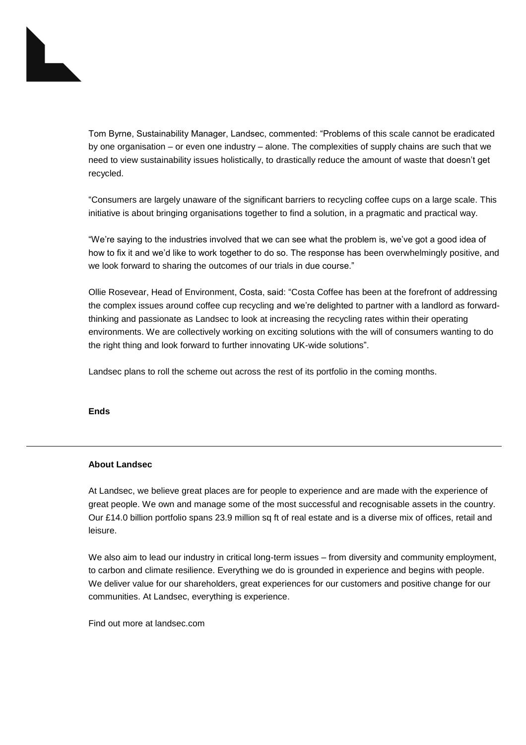Tom Byrne, Sustainability Manager, Landsec, commented: “Problems of this scale cannot be eradicated by one organisation – or even one industry – alone. The complexities of supply chains are such that we need to view sustainability issues holistically, to drastically reduce the amount of waste that doesn’t get recycled.

“Consumers are largely unaware of the significant barriers to recycling coffee cups on a large scale. This initiative is about bringing organisations together to find a solution, in a pragmatic and practical way.

“We’re saying to the industries involved that we can see what the problem is, we’ve got a good idea of how to fix it and we’d like to work together to do so. The response has been overwhelmingly positive, and we look forward to sharing the outcomes of our trials in due course.”

Ollie Rosevear, Head of Environment, Costa, said: “Costa Coffee has been at the forefront of addressing the complex issues around coffee cup recycling and we’re delighted to partner with a landlord as forward-thinking and passionate as Landsec to look at increasing the recycling rates within their operating environments. We are collectively working on exciting solutions with the will of consumers wanting to do the right thing and look forward to further innovating UK-wide solutions”.

Landsec plans to roll the scheme out across the rest of its portfolio in the coming months.

**Ends**

---

**About Landsec**

At Landsec, we believe great places are for people to experience and are made with the experience of great people. We own and manage some of the most successful and recognisable assets in the country. Our £14.0 billion portfolio spans 23.9 million sq ft of real estate and is a diverse mix of offices, retail and leisure.

We also aim to lead our industry in critical long-term issues – from diversity and community employment, to carbon and climate resilience. Everything we do is grounded in experience and begins with people. We deliver value for our shareholders, great experiences for our customers and positive change for our communities. At Landsec, everything is experience.

Find out more at landsec.com